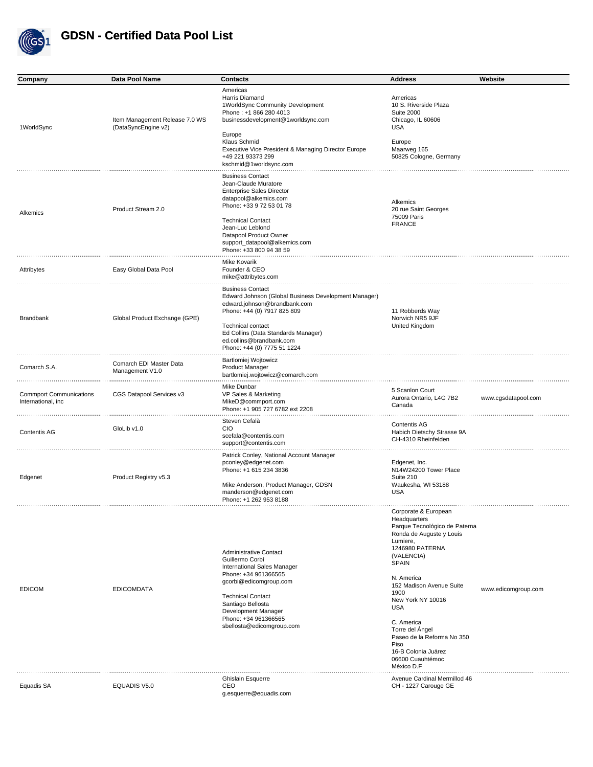# GDSN - Certified Data Pool List

| Company | Data Pool Name | Contacts | Address | Website |
|---|---|---|---|---|
| 1WorldSync | Item Management Release 7.0 WS (DataSyncEngine v2) | Americas<br>Harris Diamand<br>1WorldSync Community Development<br>Phone : +1 866 280 4013<br>businessdevelopment@1worldsync.com<br><br>Europe<br>Klaus Schmid<br>Executive Vice President & Managing Director Europe<br>+49 221 93373 299<br>kschmid@1worldsync.com | Americas<br>10 S. Riverside Plaza<br>Suite 2000<br>Chicago, IL 60606<br>USA<br><br>Europe<br>Maarweg 165<br>50825 Cologne, Germany | |
| Alkemics | Product Stream 2.0 | Business Contact<br>Jean-Claude Muratore<br>Enterprise Sales Director<br>datapool@alkemics.com<br>Phone: +33 9 72 53 01 78<br><br>Technical Contact<br>Jean-Luc Leblond<br>Datapool Product Owner<br>support_datapool@alkemics.com<br>Phone: +33 800 94 38 59 | Alkemics<br>20 rue Saint Georges<br>75009 Paris<br>FRANCE | |
| Attribytes | Easy Global Data Pool | Mike Kovarik<br>Founder & CEO<br>mike@attribytes.com | | |
| Brandbank | Global Product Exchange (GPE) | Business Contact<br>Edward Johnson (Global Business Development Manager)<br>edward.johnson@brandbank.com<br>Phone: +44 (0) 7917 825 809<br><br>Technical contact<br>Ed Collins (Data Standards Manager)<br>ed.collins@brandbank.com<br>Phone: +44 (0) 7775 51 1224 | 11 Robberds Way<br>Norwich NR5 9JF<br>United Kingdom | |
| Comarch S.A. | Comarch EDI Master Data Management V1.0 | Bartlomiej Wojtowicz<br>Product Manager<br>bartlomiej.wojtowicz@comarch.com | | |
| Commport Communications International, inc | CGS Datapool Services v3 | Mike Dunbar<br>VP Sales & Marketing<br>MikeD@commport.com<br>Phone: +1 905 727 6782 ext 2208 | 5 Scanlon Court<br>Aurora Ontario, L4G 7B2<br>Canada | www.cgsdatapool.com |
| Contentis AG | GloLib v1.0 | Steven Cefalà<br>CIO<br>scefala@contentis.com<br>support@contentis.com | Contentis AG<br>Habich Dietschy Strasse 9A<br>CH-4310 Rheinfelden | |
| Edgenet | Product Registry v5.3 | Patrick Conley, National Account Manager<br>pconley@edgenet.com<br>Phone: +1 615 234 3836<br><br>Mike Anderson, Product Manager, GDSN<br>manderson@edgenet.com<br>Phone: +1 262 953 8188 | Edgenet, Inc.<br>N14W24200 Tower Place<br>Suite 210<br>Waukesha, WI 53188<br>USA | |
| EDICOM | EDICOMDATA | Administrative Contact<br>Guillermo Corbí<br>International Sales Manager<br>Phone: +34 961366565<br>gcorbi@edicomgroup.com<br><br>Technical Contact<br>Santiago Bellosta<br>Development Manager<br>Phone: +34 961366565<br>sbellosta@edicomgroup.com | Corporate & European Headquarters<br>Parque Tecnológico de Paterna<br>Ronda de Auguste y Louis Lumiere,<br>1246980 PATERNA (VALENCIA)<br>SPAIN<br><br>N. America<br>152 Madison Avenue Suite 1900<br>New York NY 10016<br>USA<br><br>C. America<br>Torre del Ángel<br>Paseo de la Reforma No 350 Piso<br>16-B Colonia Juárez<br>06600 Cuauhtémoc<br>México D.F | www.edicomgroup.com |
| Equadis SA | EQUADIS V5.0 | Ghislain Esquerre<br>CEO<br>g.esquerre@equadis.com | Avenue Cardinal Mermillod 46<br>CH - 1227 Carouge GE | |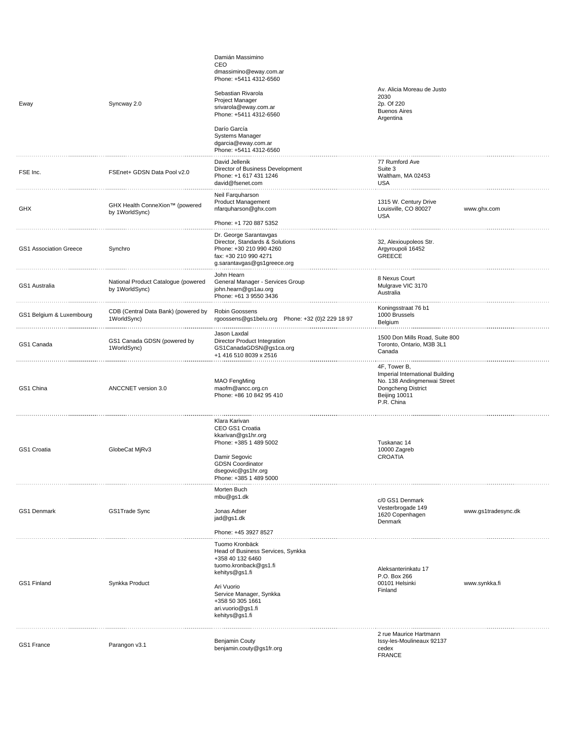| | | | | |
|---|---|---|---|---|
| Eway | Syncway 2.0 | Damián Massimino<br>CEO<br>dmassimino@eway.com.ar<br>Phone: +5411 4312-6560<br><br>Sebastian Rivarola<br>Project Manager<br>srivarola@eway.com.ar<br>Phone: +5411 4312-6560<br><br>Darío García<br>Systems Manager<br>dgarcia@eway.com.ar<br>Phone: +5411 4312-6560 | Av. Alicia Moreau de Justo 2030<br>2p. Of 220<br>Buenos Aires<br>Argentina | |
| FSE Inc. | FSEnet+ GDSN Data Pool v2.0 | David Jellenik<br>Director of Business Development<br>Phone: +1 617 431 1246<br>david@fsenet.com | 77 Rumford Ave<br>Suite 3<br>Waltham, MA 02453<br>USA | |
| GHX | GHX Health ConneXion™ (powered by 1WorldSync) | Neil Farquharson<br>Product Management<br>nfarquharson@ghx.com<br><br>Phone: +1 720 887 5352 | 1315 W. Century Drive<br>Louisville, CO 80027<br>USA | www.ghx.com |
| GS1 Association Greece | Synchro | Dr. George Sarantavgas<br>Director, Standards & Solutions<br>Phone: +30 210 990 4260<br>fax: +30 210 990 4271<br>g.sarantavgas@gs1greece.org | 32, Alexioupoleos Str.<br>Argyroupoli 16452<br>GREECE | |
| GS1 Australia | National Product Catalogue (powered by 1WorldSync) | John Hearn<br>General Manager - Services Group<br>john.hearn@gs1au.org<br>Phone: +61 3 9550 3436 | 8 Nexus Court<br>Mulgrave VIC 3170<br>Australia | |
| GS1 Belgium & Luxembourg | CDB (Central Data Bank) (powered by 1WorldSync) | Robin Goossens<br>rgoossens@gs1belu.org Phone: +32 (0)2 229 18 97 | Koningsstraat 76 b1<br>1000 Brussels<br>Belgium | |
| GS1 Canada | GS1 Canada GDSN (powered by 1WorldSync) | Jason Laxdal<br>Director Product Integration<br>GS1CanadaGDSN@gs1ca.org<br>+1 416 510 8039 x 2516 | 1500 Don Mills Road, Suite 800<br>Toronto, Ontario, M3B 3L1<br>Canada | |
| GS1 China | ANCCNET version 3.0 | MAO FengMing<br>maofm@ancc.org.cn<br>Phone: +86 10 842 95 410 | 4F, Tower B,<br>Imperial International Building<br>No. 138 Andingmenwai Street<br>Dongcheng District<br>Beijing 10011<br>P.R. China | |
| GS1 Croatia | GlobeCat MjRv3 | Klara Karivan<br>CEO GS1 Croatia<br>kkarivan@gs1hr.org<br>Phone: +385 1 489 5002<br><br>Damir Segovic<br>GDSN Coordinator<br>dsegovic@gs1hr.org<br>Phone: +385 1 489 5000 | Tuskanac 14<br>10000 Zagreb<br>CROATIA | |
| GS1 Denmark | GS1Trade Sync | Morten Buch<br>mbu@gs1.dk<br><br>Jonas Adser<br>jad@gs1.dk<br><br>Phone: +45 3927 8527 | c/0 GS1 Denmark<br>Vesterbrogade 149<br>1620 Copenhagen<br>Denmark | www.gs1tradesync.dk |
| GS1 Finland | Synkka Product | Tuomo Kronbäck<br>Head of Business Services, Synkka<br>+358 40 132 6460<br>tuomo.kronback@gs1.fi<br>kehitys@gs1.fi<br><br>Ari Vuorio<br>Service Manager, Synkka<br>+358 50 305 1661<br>ari.vuorio@gs1.fi<br>kehitys@gs1.fi | Aleksanterinkatu 17<br>P.O. Box 266<br>00101 Helsinki<br>Finland | www.synkka.fi |
| GS1 France | Parangon v3.1 | Benjamin Couty<br>benjamin.couty@gs1fr.org | 2 rue Maurice Hartmann<br>Issy-les-Moulineaux 92137 cedex<br>FRANCE | |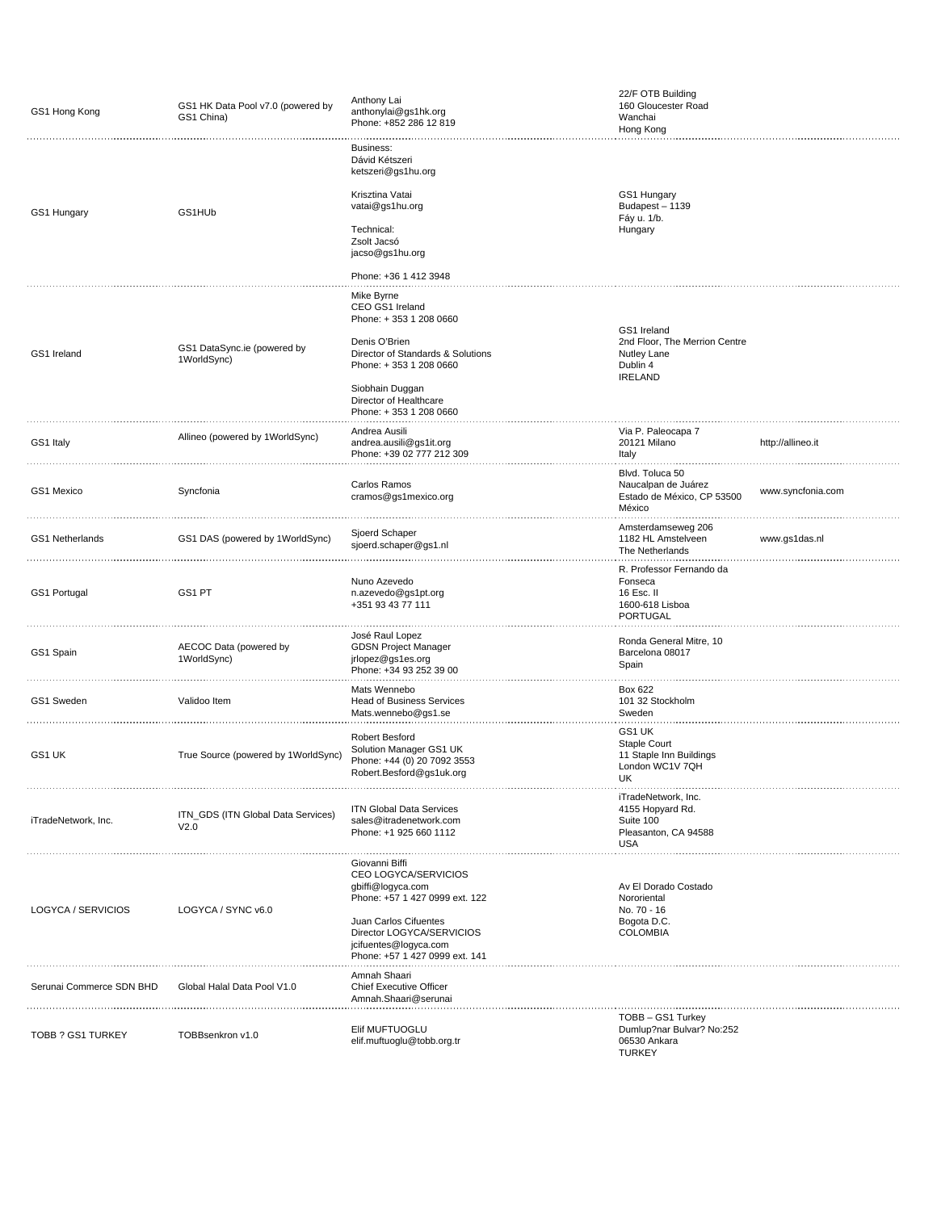| | | | | |
|---|---|---|---|---|
| GS1 Hong Kong | GS1 HK Data Pool v7.0 (powered by GS1 China) | Anthony Lai<br>anthonylai@gs1hk.org<br>Phone: +852 286 12 819 | 22/F OTB Building<br>160 Gloucester Road<br>Wanchai<br>Hong Kong | |
| GS1 Hungary | GS1HUb | Business:<br>Dávid Kétszeri<br>ketszeri@gs1hu.org<br><br>Krisztina Vatai<br>vatai@gs1hu.org<br><br>Technical:<br>Zsolt Jacsó<br>jacso@gs1hu.org<br><br>Phone: +36 1 412 3948 | GS1 Hungary<br>Budapest – 1139<br>Fáy u. 1/b.<br>Hungary | |
| GS1 Ireland | GS1 DataSync.ie (powered by 1WorldSync) | Mike Byrne<br>CEO GS1 Ireland<br>Phone: + 353 1 208 0660<br><br>Denis O'Brien<br>Director of Standards & Solutions<br>Phone: + 353 1 208 0660<br><br>Siobhain Duggan<br>Director of Healthcare<br>Phone: + 353 1 208 0660 | GS1 Ireland<br>2nd Floor, The Merrion Centre<br>Nutley Lane<br>Dublin 4<br>IRELAND | |
| GS1 Italy | Allineo (powered by 1WorldSync) | Andrea Ausili<br>andrea.ausili@gs1it.org<br>Phone: +39 02 777 212 309 | Via P. Paleocapa 7<br>20121 Milano<br>Italy | http://allineo.it |
| GS1 Mexico | Syncfonia | Carlos Ramos<br>cramos@gs1mexico.org | Blvd. Toluca 50<br>Naucalpan de Juárez<br>Estado de México, CP 53500<br>México | www.syncfonia.com |
| GS1 Netherlands | GS1 DAS (powered by 1WorldSync) | Sjoerd Schaper<br>sjoerd.schaper@gs1.nl | Amsterdamseweg 206<br>1182 HL Amstelveen<br>The Netherlands | www.gs1das.nl |
| GS1 Portugal | GS1 PT | Nuno Azevedo<br>n.azevedo@gs1pt.org<br>+351 93 43 77 111 | R. Professor Fernando da Fonseca<br>16 Esc. II<br>1600-618 Lisboa<br>PORTUGAL | |
| GS1 Spain | AECOC Data (powered by 1WorldSync) | José Raul Lopez<br>GDSN Project Manager<br>jrlopez@gs1es.org<br>Phone: +34 93 252 39 00 | Ronda General Mitre, 10<br>Barcelona 08017<br>Spain | |
| GS1 Sweden | Validoo Item | Mats Wennebo<br>Head of Business Services<br>Mats.wennebo@gs1.se | Box 622<br>101 32 Stockholm<br>Sweden | |
| GS1 UK | True Source (powered by 1WorldSync) | Robert Besford<br>Solution Manager GS1 UK<br>Phone: +44 (0) 20 7092 3553<br>Robert.Besford@gs1uk.org | GS1 UK<br>Staple Court<br>11 Staple Inn Buildings<br>London WC1V 7QH<br>UK | |
| iTradeNetwork, Inc. | ITN_GDS (ITN Global Data Services) V2.0 | ITN Global Data Services<br>sales@itradenetwork.com<br>Phone: +1 925 660 1112 | iTradeNetwork, Inc.<br>4155 Hopyard Rd.<br>Suite 100<br>Pleasanton, CA 94588<br>USA | |
| LOGYCA / SERVICIOS | LOGYCA / SYNC v6.0 | Giovanni Biffi<br>CEO LOGYCA/SERVICIOS<br>gbiffi@logyca.com<br>Phone: +57 1 427 0999 ext. 122<br><br>Juan Carlos Cifuentes<br>Director LOGYCA/SERVICIOS<br>jcifuentes@logyca.com<br>Phone: +57 1 427 0999 ext. 141 | Av El Dorado Costado<br>Nororiental<br>No. 70 - 16<br>Bogota D.C.<br>COLOMBIA | |
| Serunai Commerce SDN BHD | Global Halal Data Pool V1.0 | Amnah Shaari<br>Chief Executive Officer<br>Amnah.Shaari@serunai | | |
| TOBB ? GS1 TURKEY | TOBBsenkron v1.0 | Elif MUFTUOGLU<br>elif.muftuoglu@tobb.org.tr | TOBB – GS1 Turkey<br>Dumlup?nar Bulvar? No:252<br>06530 Ankara<br>TURKEY | |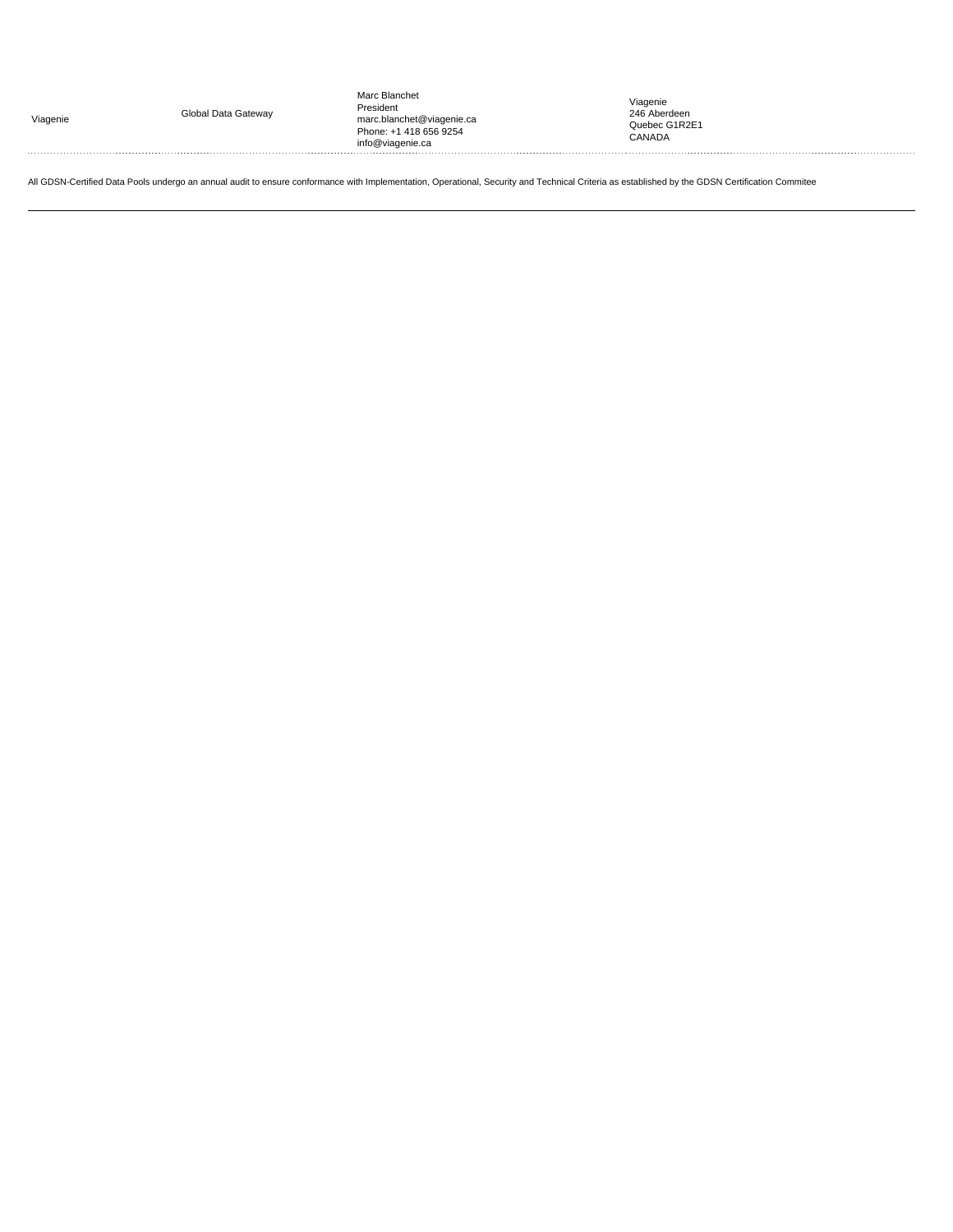| | | | |
|---|---|---|---|
| Viagenie | Global Data Gateway | Marc Blanchet<br>President<br>marc.blanchet@viagenie.ca<br>Phone: +1 418 656 9254<br>info@viagenie.ca | Viagenie<br>246 Aberdeen<br>Quebec G1R2E1<br>CANADA |

All GDSN-Certified Data Pools undergo an annual audit to ensure conformance with Implementation, Operational, Security and Technical Criteria as established by the GDSN Certification Commitee